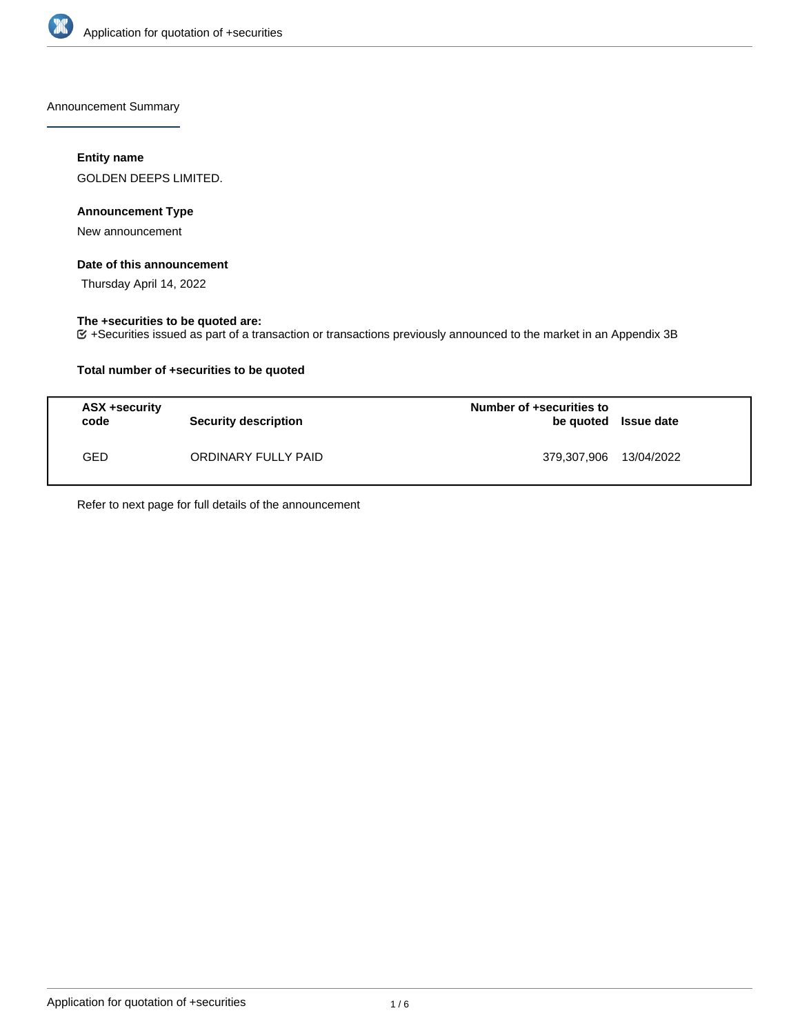Announcement Summary

**Entity name**

GOLDEN DEEPS LIMITED.

**Announcement Type**

New announcement

**Date of this announcement**

Thursday April 14, 2022

**The +securities to be quoted are:**

+Securities issued as part of a transaction or transactions previously announced to the market in an Appendix 3B

**Total number of +securities to be quoted**

| ASX +security code | Security description | Number of +securities to be quoted | Issue date |
|---|---|---|---|
| GED | ORDINARY FULLY PAID | 379,307,906 | 13/04/2022 |

Refer to next page for full details of the announcement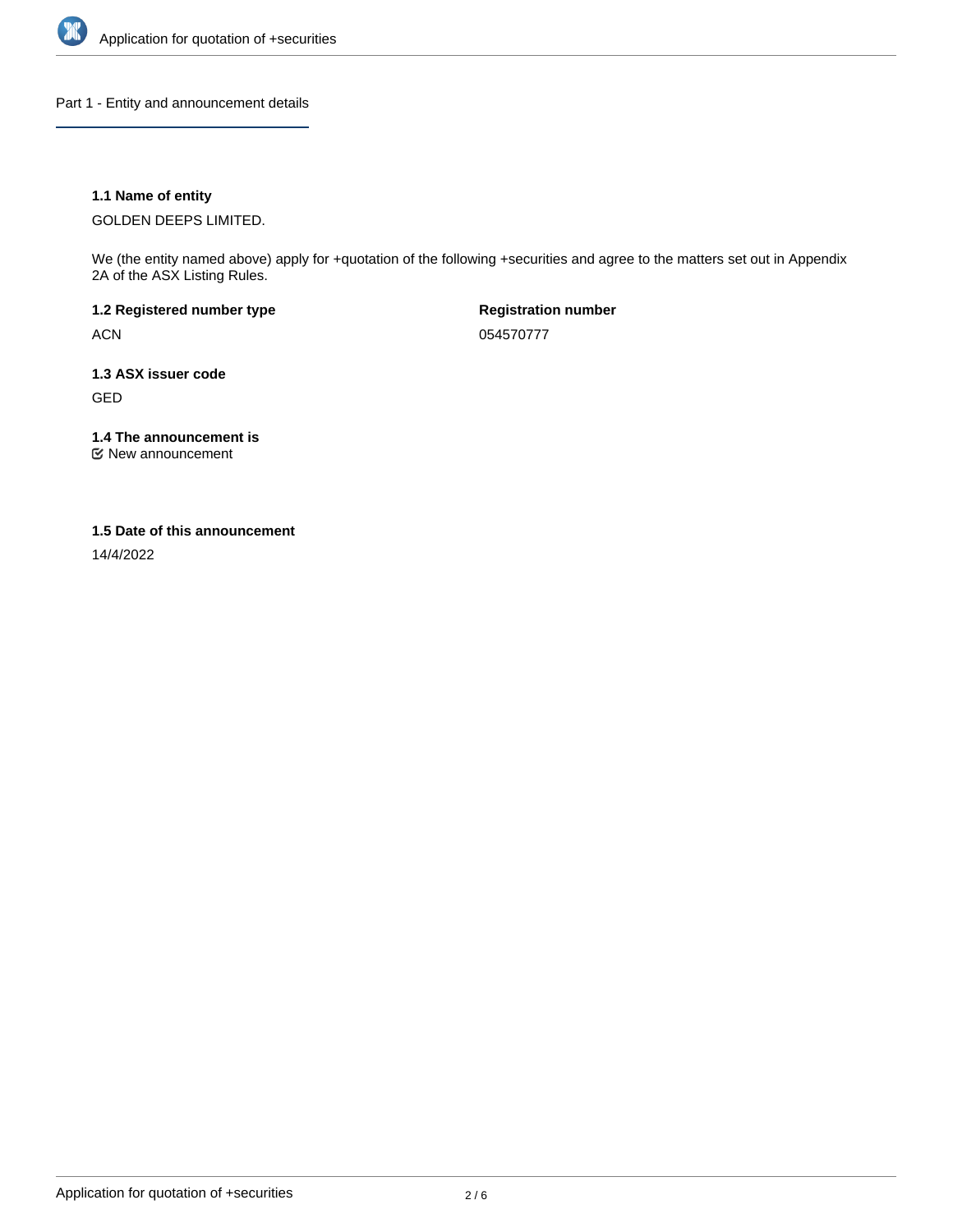## Part 1 - Entity and announcement details

**1.1 Name of entity**

GOLDEN DEEPS LIMITED.

We (the entity named above) apply for +quotation of the following +securities and agree to the matters set out in Appendix 2A of the ASX Listing Rules.

**1.2 Registered number type**

ACN

**Registration number**

054570777

**1.3 ASX issuer code**

GED

**1.4 The announcement is**

☑ New announcement

**1.5 Date of this announcement**

14/4/2022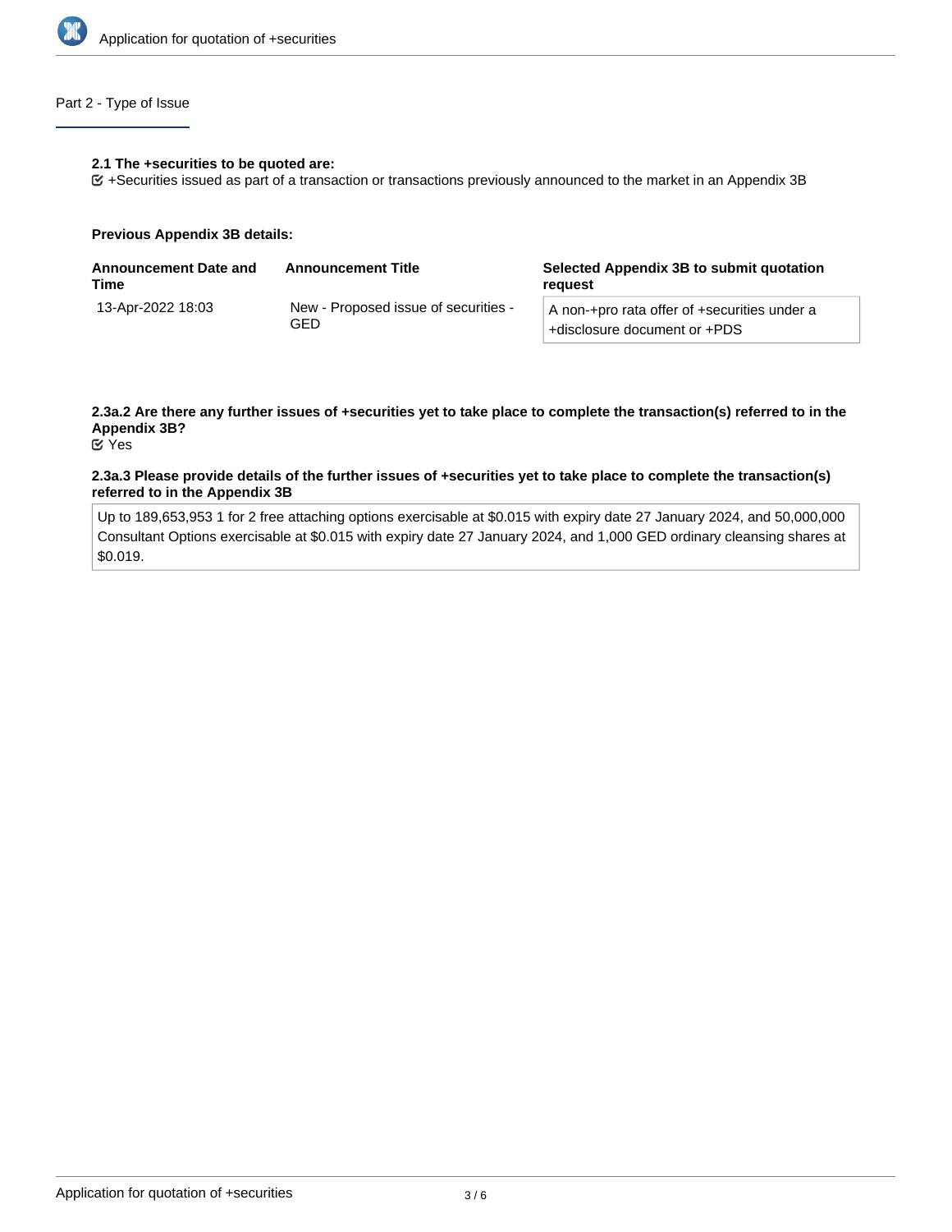## Part 2 - Type of Issue

**2.1 The +securities to be quoted are:**

☑ +Securities issued as part of a transaction or transactions previously announced to the market in an Appendix 3B

**Previous Appendix 3B details:**

| Announcement Date and Time | Announcement Title | Selected Appendix 3B to submit quotation request |
| --- | --- | --- |
| 13-Apr-2022 18:03 | New - Proposed issue of securities - GED | A non-+pro rata offer of +securities under a +disclosure document or +PDS |

**2.3a.2 Are there any further issues of +securities yet to take place to complete the transaction(s) referred to in the Appendix 3B?**

☑ Yes

**2.3a.3 Please provide details of the further issues of +securities yet to take place to complete the transaction(s) referred to in the Appendix 3B**

Up to 189,653,953 1 for 2 free attaching options exercisable at $0.015 with expiry date 27 January 2024, and 50,000,000 Consultant Options exercisable at $0.015 with expiry date 27 January 2024, and 1,000 GED ordinary cleansing shares at $0.019.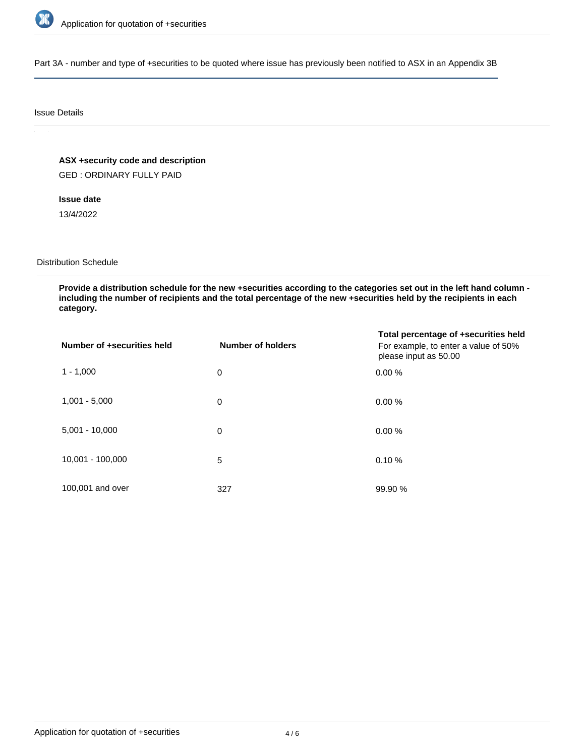## Part 3A - number and type of +securities to be quoted where issue has previously been notified to ASX in an Appendix 3B

### Issue Details

**ASX +security code and description**

GED : ORDINARY FULLY PAID

**Issue date**

13/4/2022

### Distribution Schedule

**Provide a distribution schedule for the new +securities according to the categories set out in the left hand column - including the number of recipients and the total percentage of the new +securities held by the recipients in each category.**

| Number of +securities held | Number of holders | Total percentage of +securities held For example, to enter a value of 50% please input as 50.00 |
| --- | --- | --- |
| 1 - 1,000 | 0 | 0.00 % |
| 1,001 - 5,000 | 0 | 0.00 % |
| 5,001 - 10,000 | 0 | 0.00 % |
| 10,001 - 100,000 | 5 | 0.10 % |
| 100,001 and over | 327 | 99.90 % |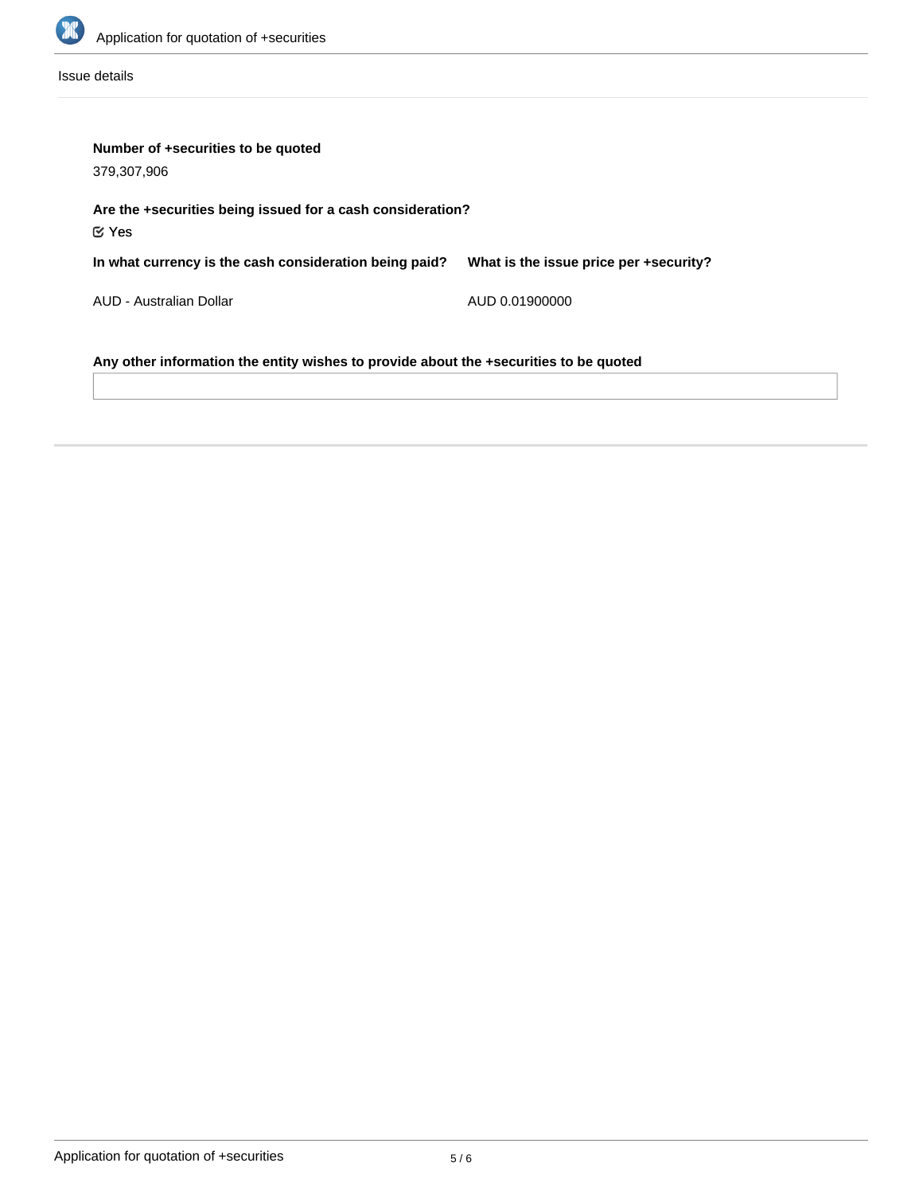Issue details

**Number of +securities to be quoted**

379,307,906

**Are the +securities being issued for a cash consideration?**

☑ Yes

| In what currency is the cash consideration being paid? | What is the issue price per +security? |
| --- | --- |
| AUD - Australian Dollar | AUD 0.01900000 |

**Any other information the entity wishes to provide about the +securities to be quoted**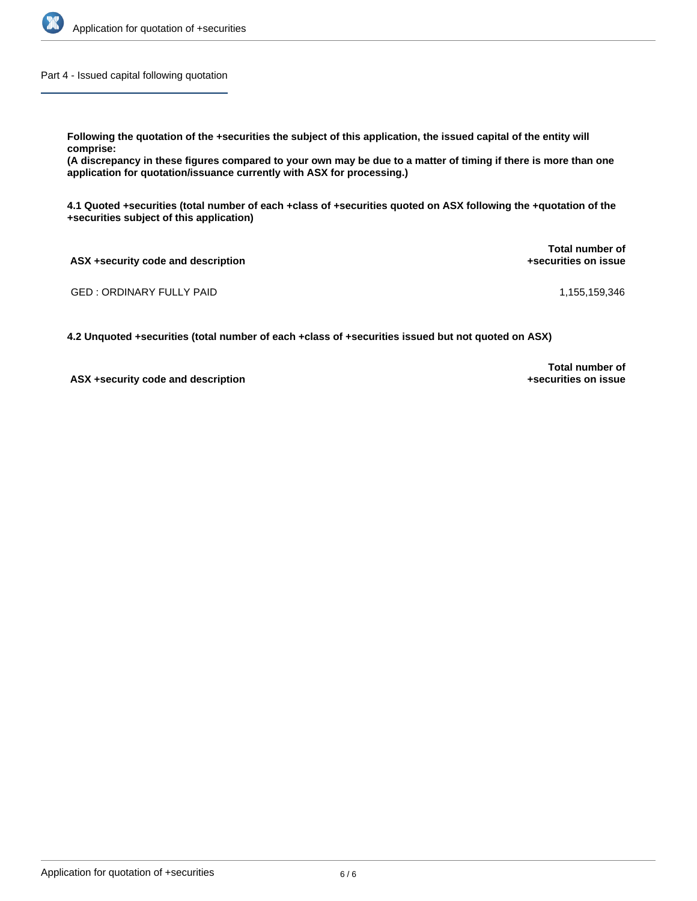Part 4 - Issued capital following quotation

**Following the quotation of the +securities the subject of this application, the issued capital of the entity will comprise:**
**(A discrepancy in these figures compared to your own may be due to a matter of timing if there is more than one application for quotation/issuance currently with ASX for processing.)**

**4.1 Quoted +securities (total number of each +class of +securities quoted on ASX following the +quotation of the +securities subject of this application)**

| ASX +security code and description | Total number of +securities on issue |
|---|---|
| GED : ORDINARY FULLY PAID | 1,155,159,346 |

**4.2 Unquoted +securities (total number of each +class of +securities issued but not quoted on ASX)**

| ASX +security code and description | Total number of +securities on issue |
|---|---|